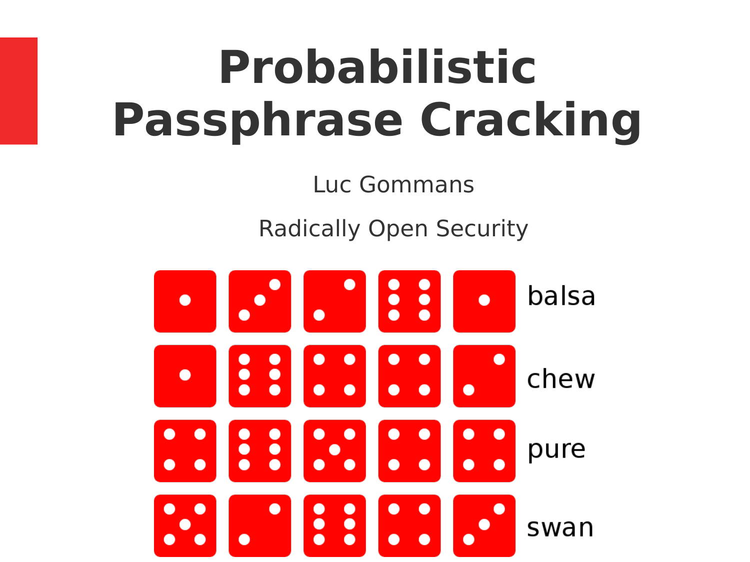# Probabilistic Passphrase Cracking

Luc Gommans

Radically Open Security

balsa

chew

pure

swan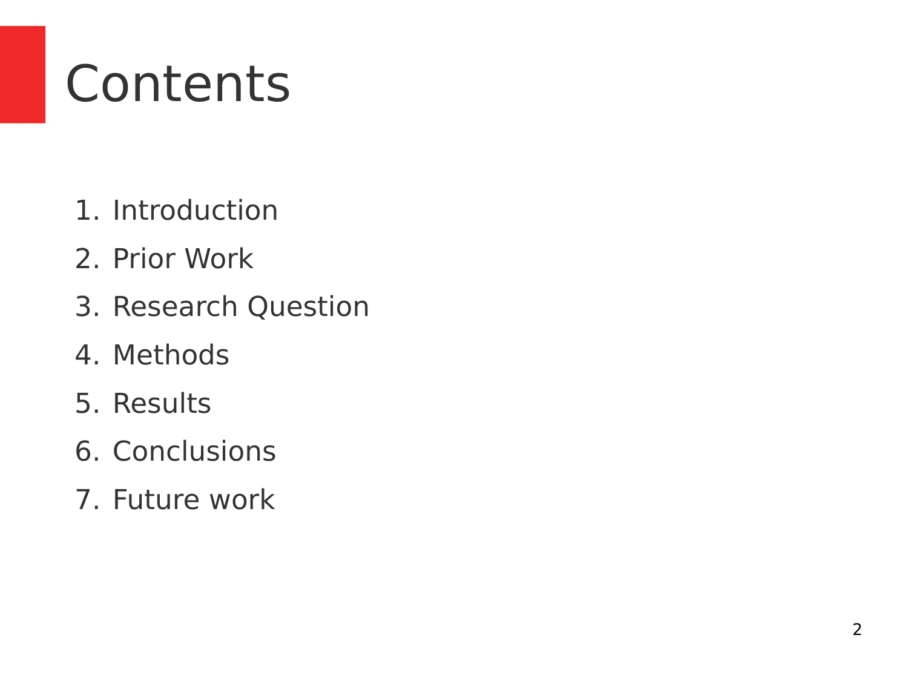# Contents

1. Introduction
2. Prior Work
3. Research Question
4. Methods
5. Results
6. Conclusions
7. Future work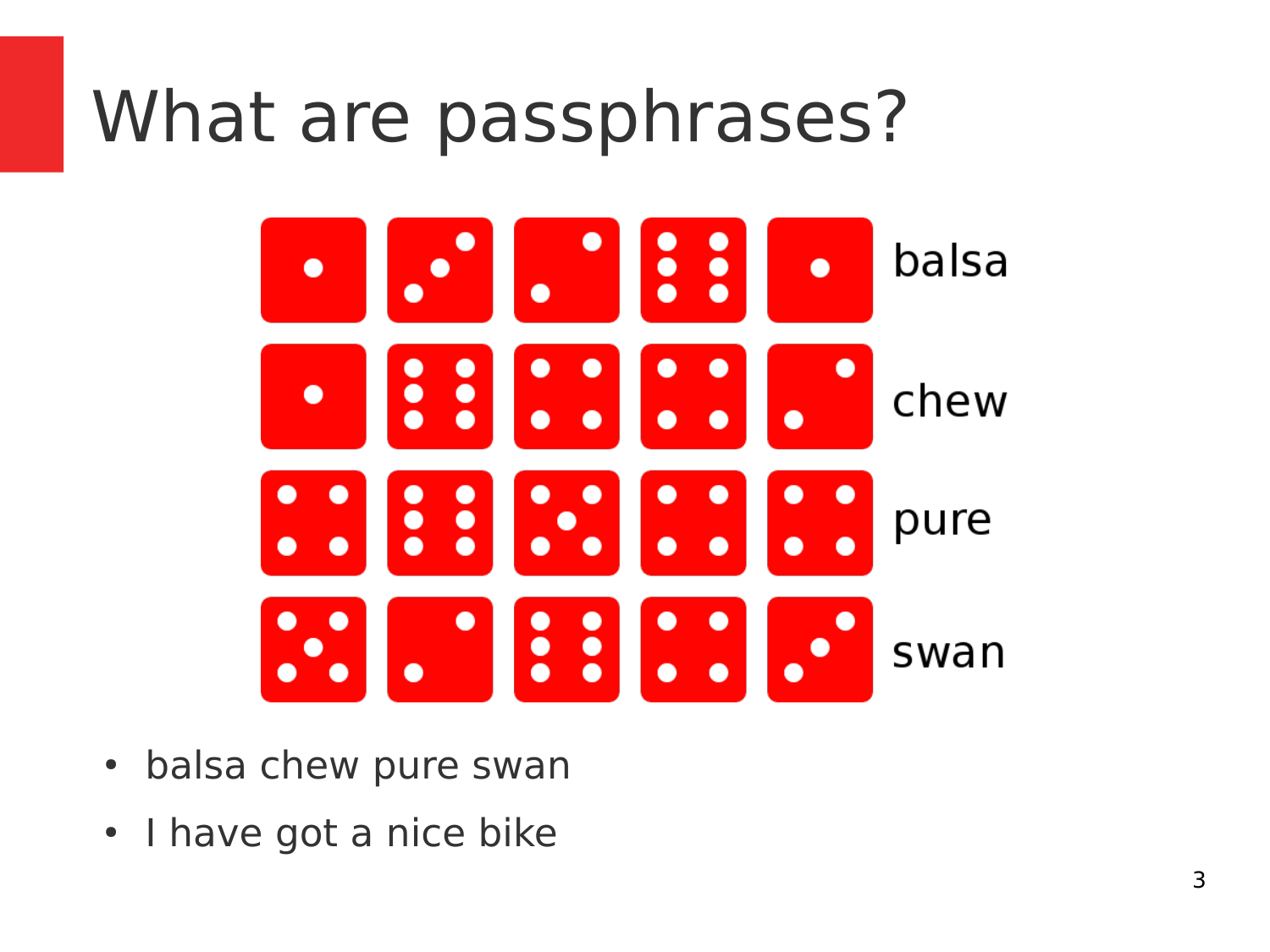# What are passphrases?

balsa

chew

pure

swan

- balsa chew pure swan
- I have got a nice bike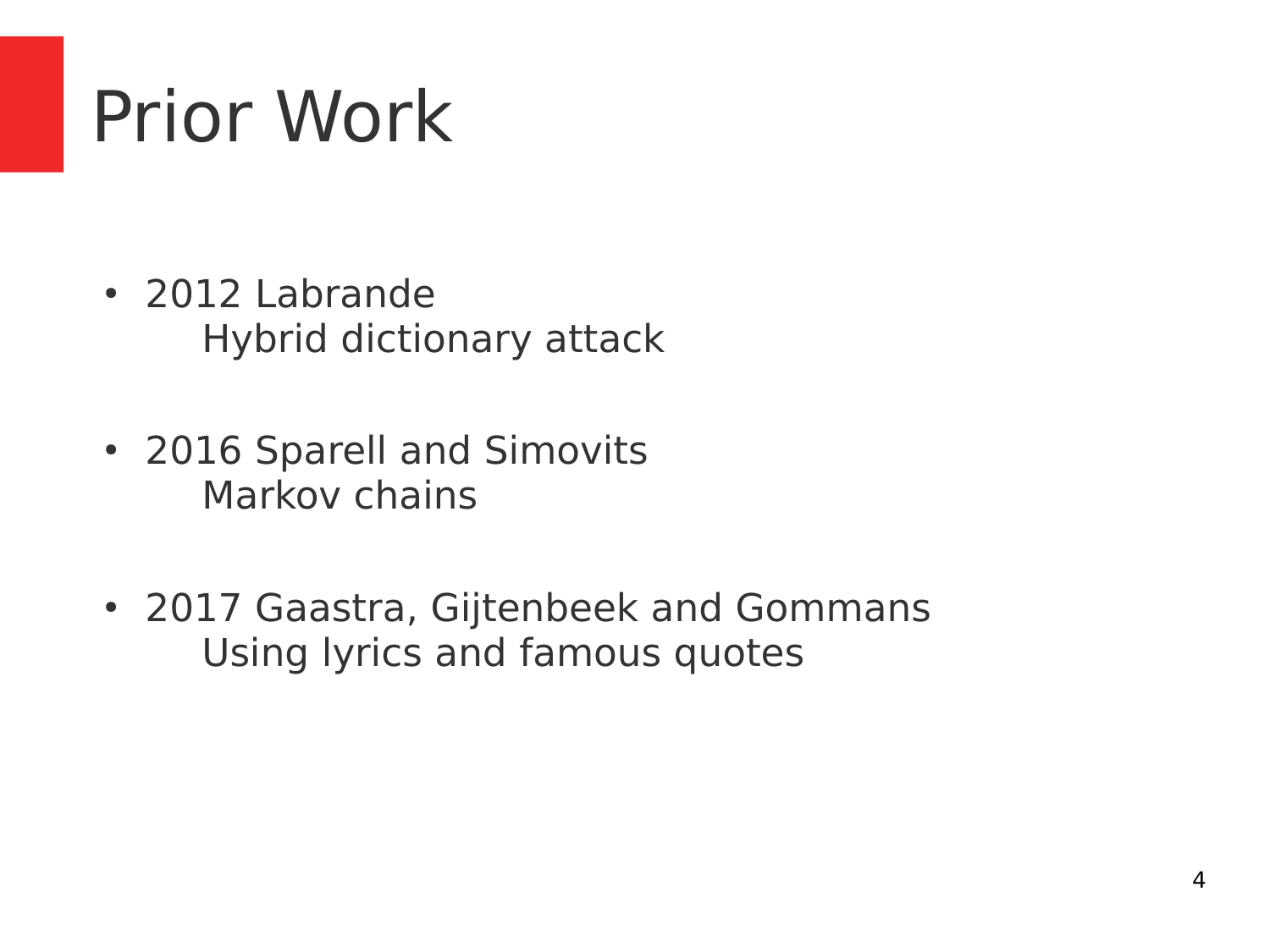# Prior Work

- 2012 Labrande
  Hybrid dictionary attack

- 2016 Sparell and Simovits
  Markov chains

- 2017 Gaastra, Gijtenbeek and Gommans
  Using lyrics and famous quotes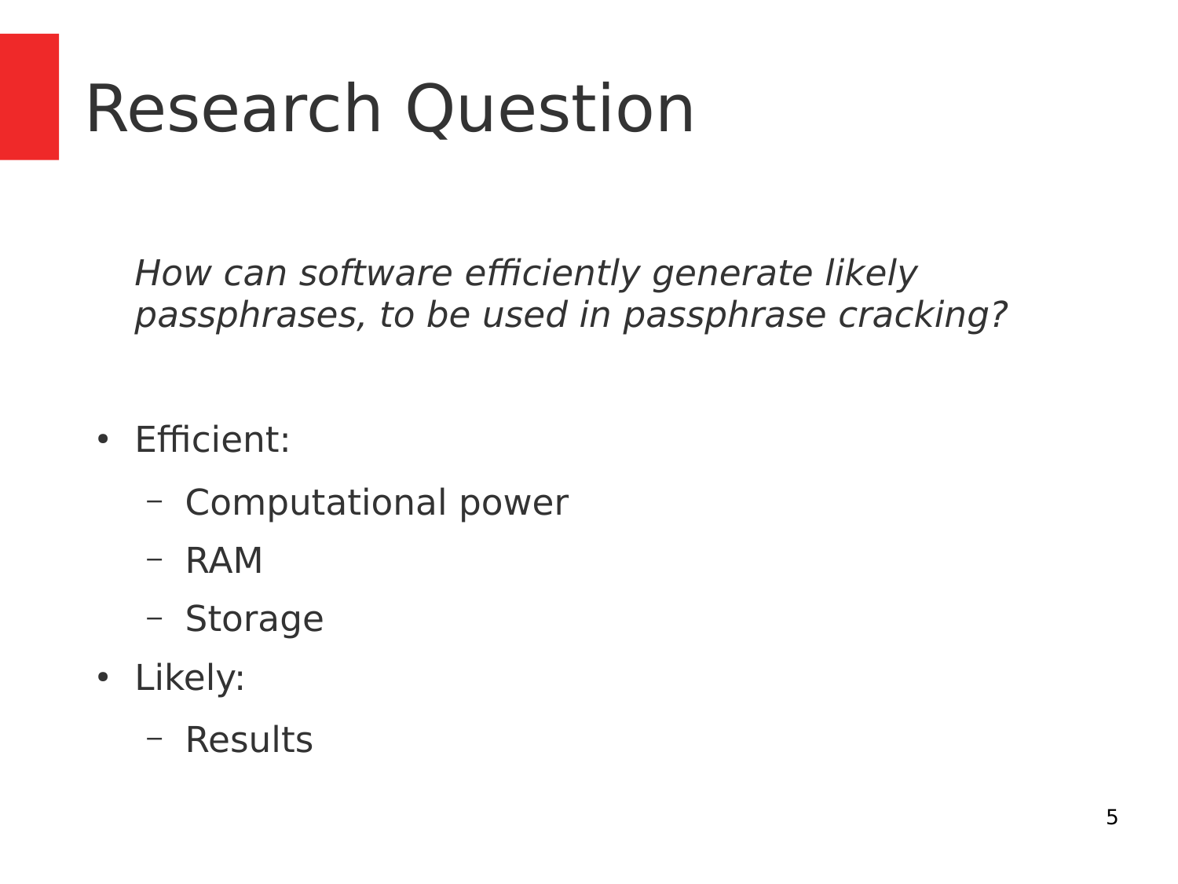# Research Question

*How can software efficiently generate likely passphrases, to be used in passphrase cracking?*

- Efficient:
  - Computational power
  - RAM
  - Storage
- Likely:
  - Results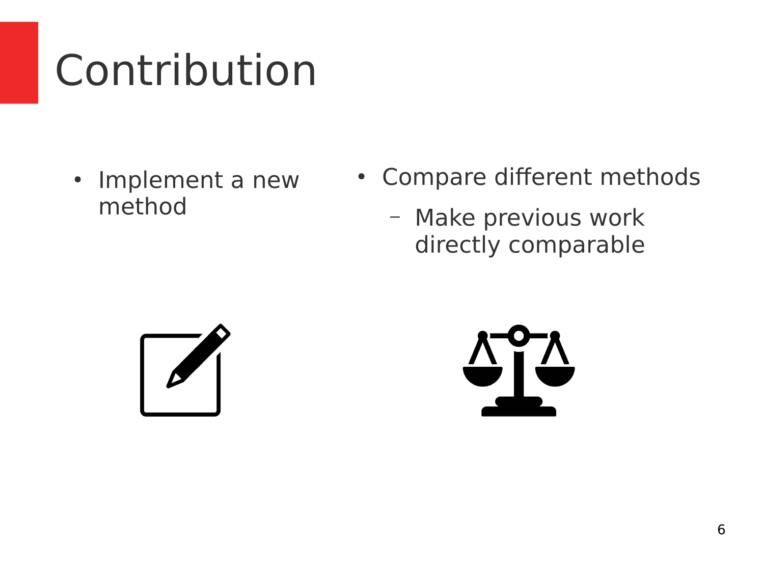# Contribution

- Implement a new method

- Compare different methods
  - Make previous work directly comparable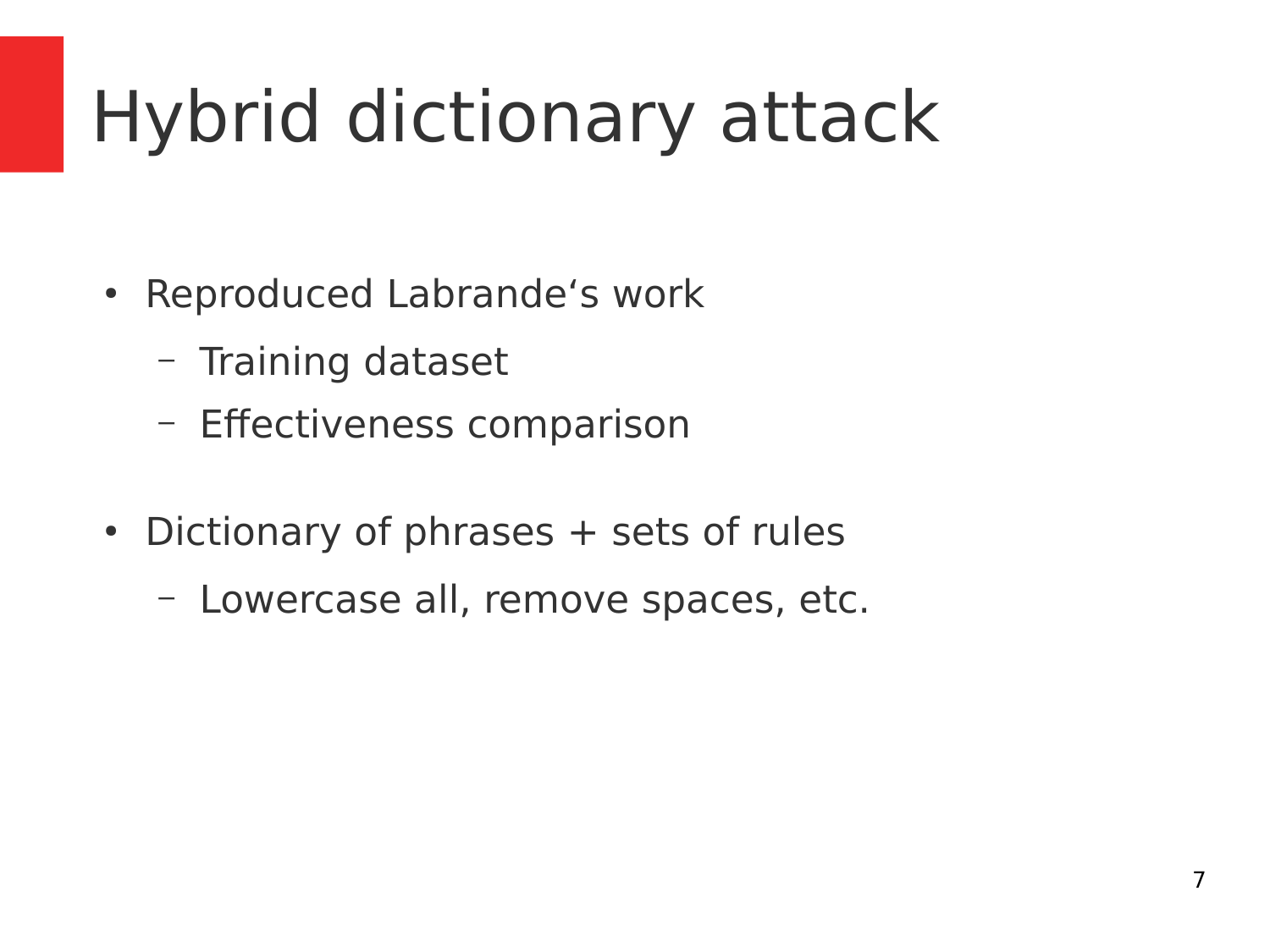# Hybrid dictionary attack

- Reproduced Labrande‘s work
  - Training dataset
  - Effectiveness comparison

- Dictionary of phrases + sets of rules
  - Lowercase all, remove spaces, etc.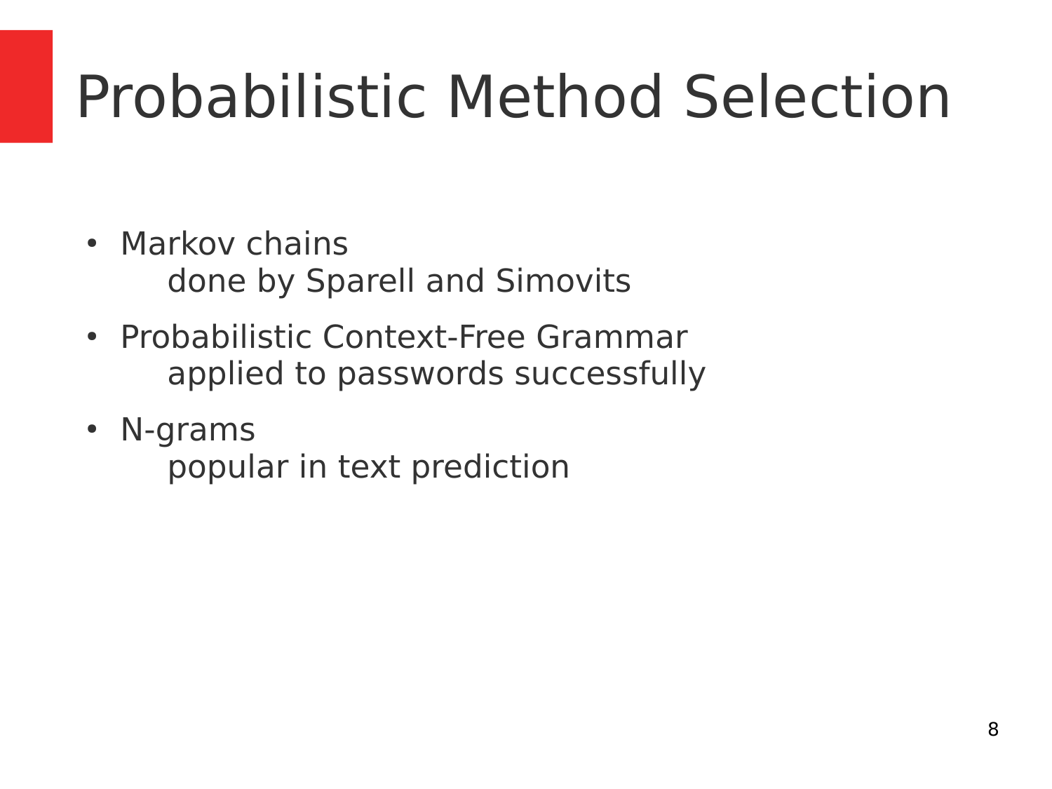# Probabilistic Method Selection

- Markov chains
  done by Sparell and Simovits
- Probabilistic Context-Free Grammar
  applied to passwords successfully
- N-grams
  popular in text prediction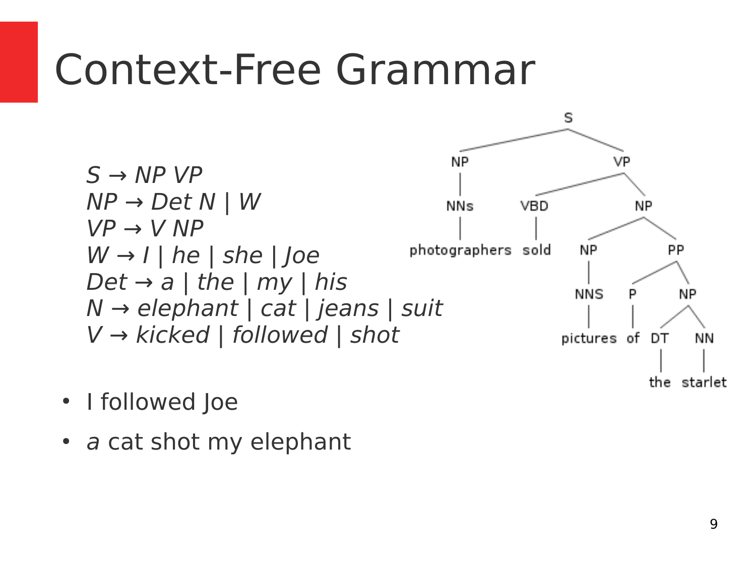# Context-Free Grammar

*S → NP VP*
*NP → Det N | W*
*VP → V NP*
*W → I | he | she | Joe*
*Det → a | the | my | his*
*N → elephant | cat | jeans | suit*
*V → kicked | followed | shot*

- I followed Joe
- *a* cat shot my elephant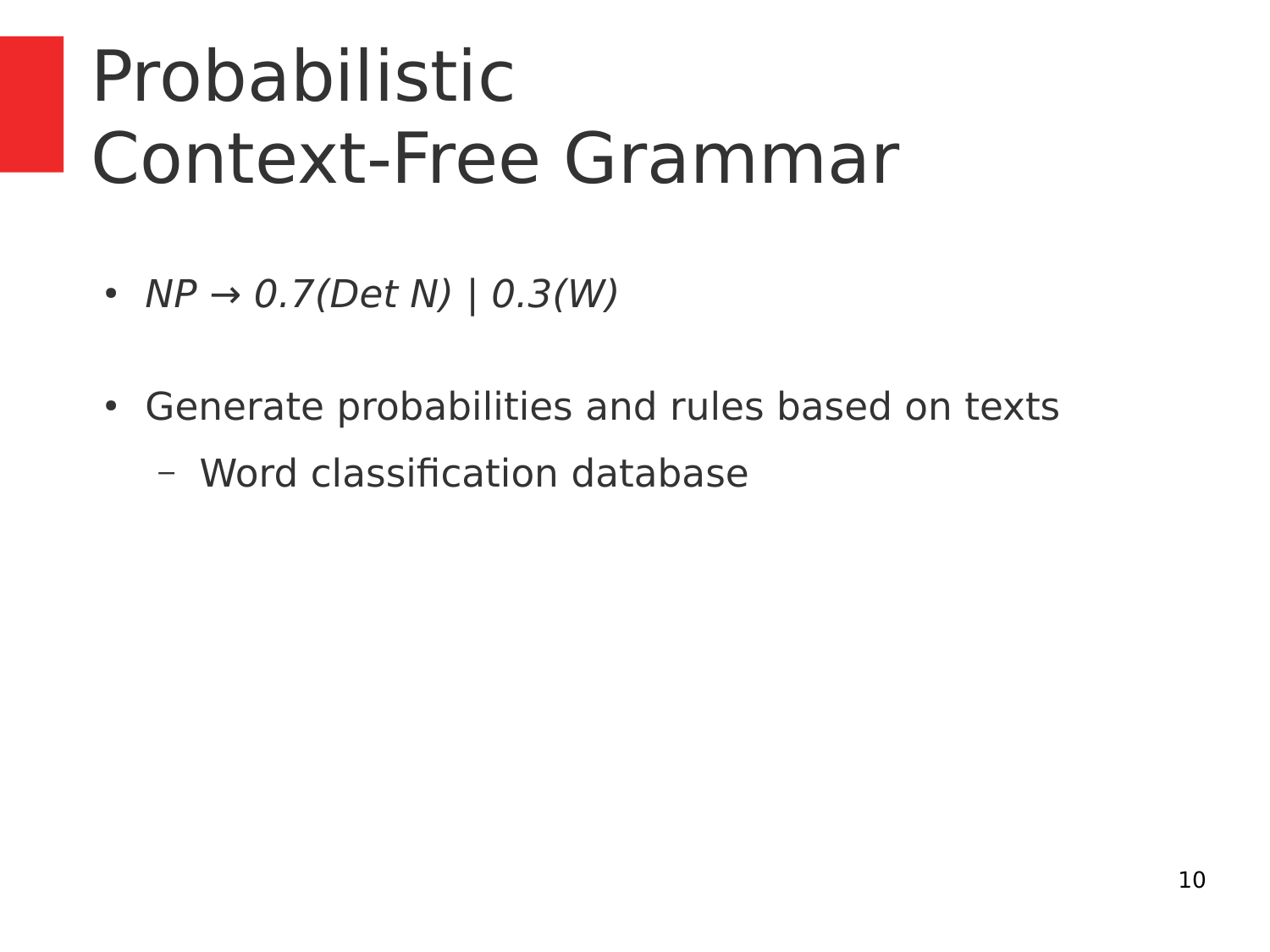# Probabilistic Context-Free Grammar

- *NP → 0.7(Det N) | 0.3(W)*

- Generate probabilities and rules based on texts
  - Word classification database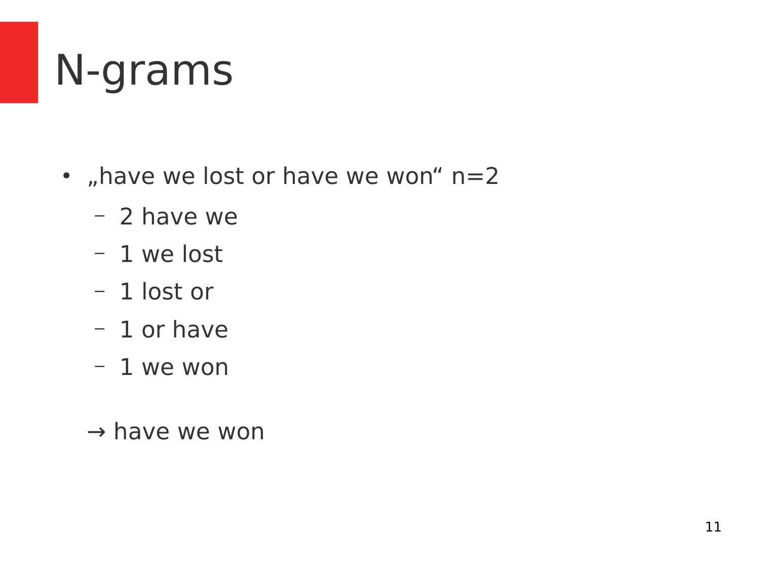# N-grams

- „have we lost or have we won“ n=2
  - 2 have we
  - 1 we lost
  - 1 lost or
  - 1 or have
  - 1 we won

  → have we won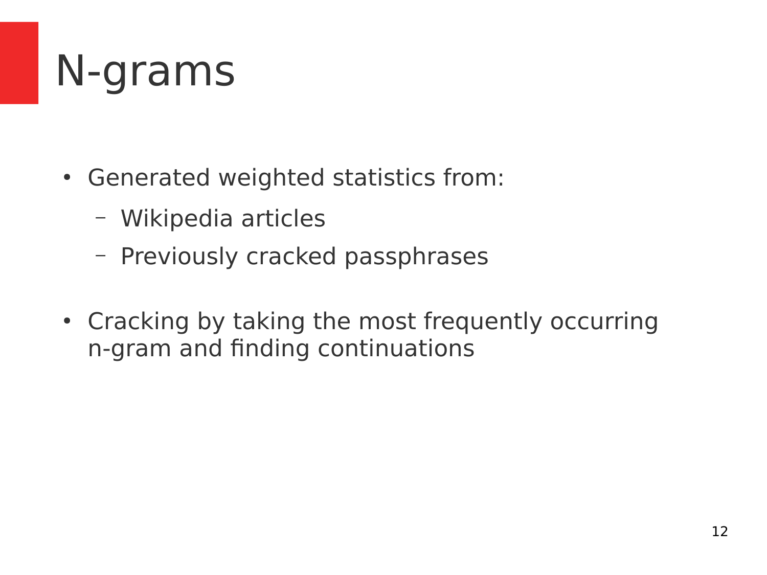# N-grams

- Generated weighted statistics from:
  - Wikipedia articles
  - Previously cracked passphrases
- Cracking by taking the most frequently occurring n-gram and finding continuations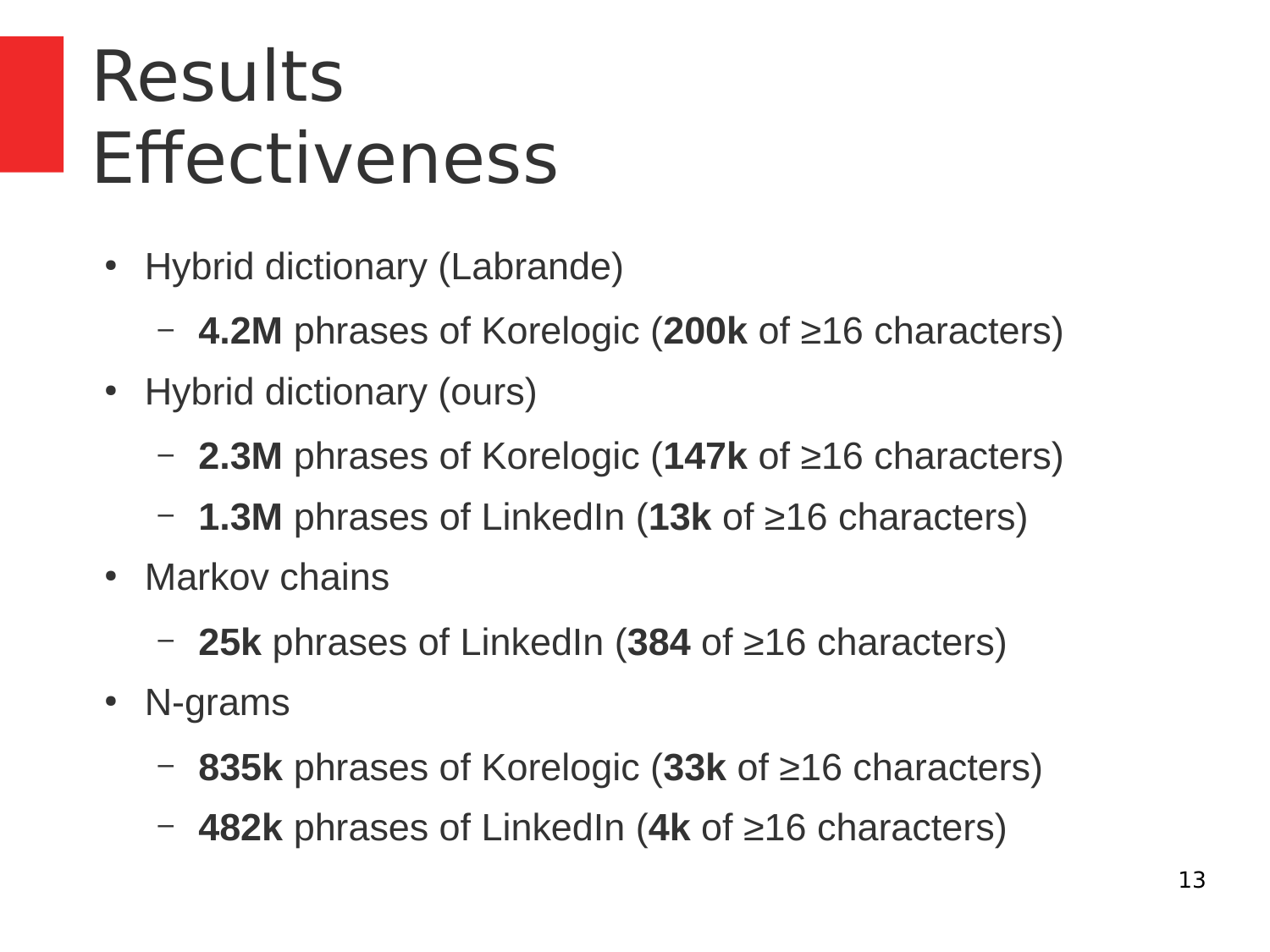# Results
# Effectiveness

- Hybrid dictionary (Labrande)
  - **4.2M** phrases of Korelogic (**200k** of ≥16 characters)
- Hybrid dictionary (ours)
  - **2.3M** phrases of Korelogic (**147k** of ≥16 characters)
  - **1.3M** phrases of LinkedIn (**13k** of ≥16 characters)
- Markov chains
  - **25k** phrases of LinkedIn (**384** of ≥16 characters)
- N-grams
  - **835k** phrases of Korelogic (**33k** of ≥16 characters)
  - **482k** phrases of LinkedIn (**4k** of ≥16 characters)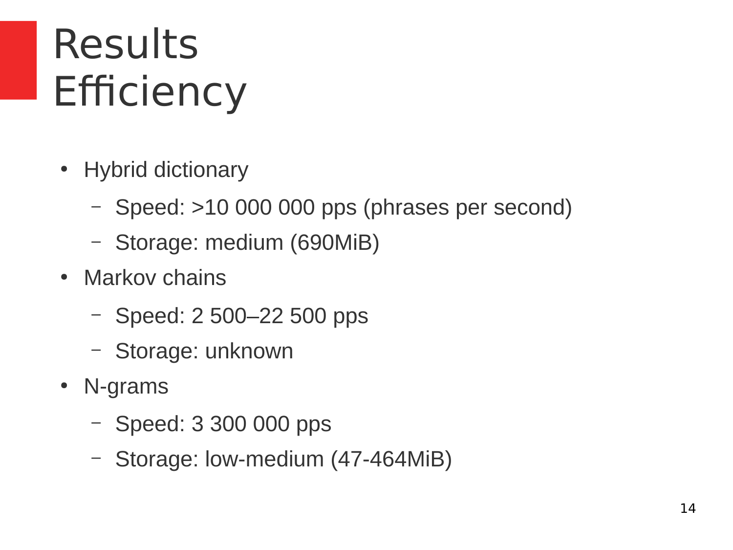# Results
# Efficiency

- Hybrid dictionary
  - Speed: >10 000 000 pps (phrases per second)
  - Storage: medium (690MiB)
- Markov chains
  - Speed: 2 500–22 500 pps
  - Storage: unknown
- N-grams
  - Speed: 3 300 000 pps
  - Storage: low-medium (47-464MiB)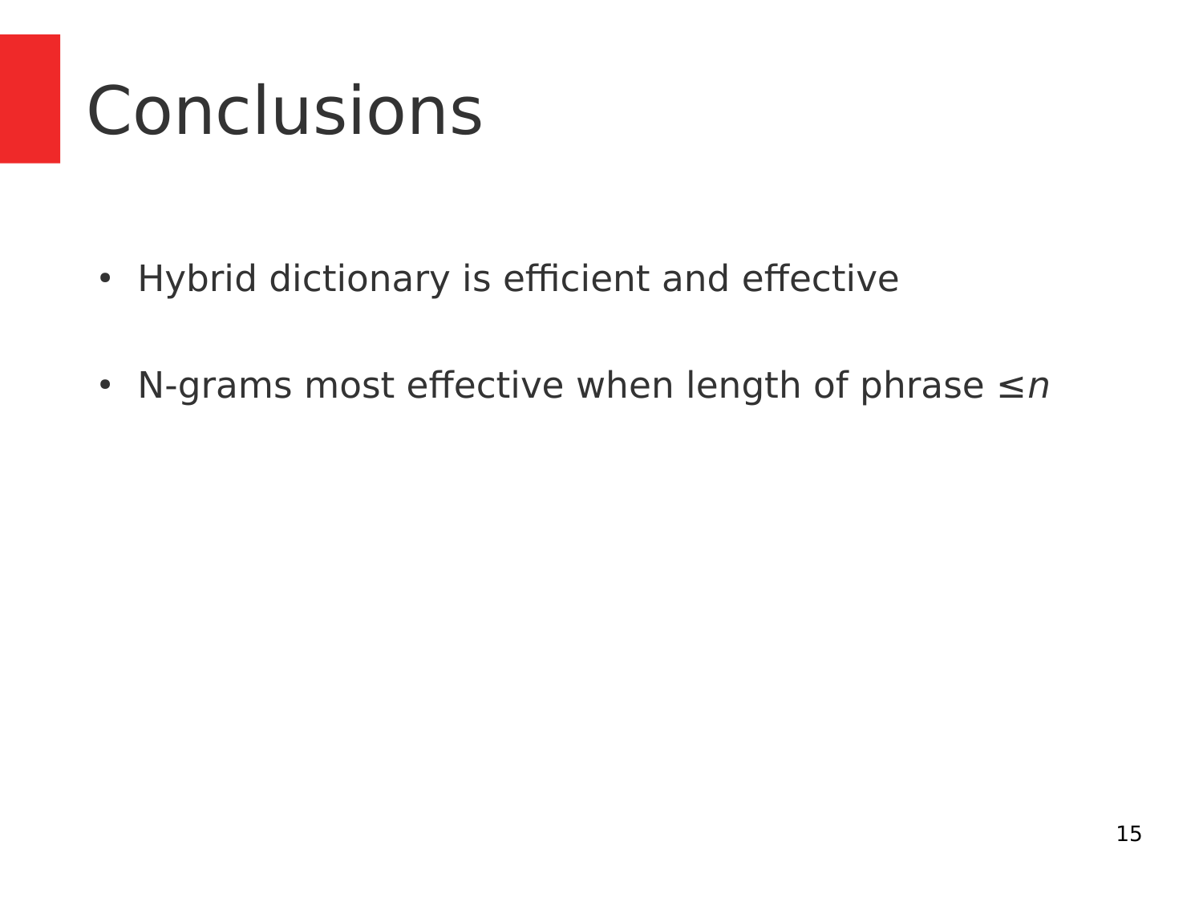# Conclusions

- Hybrid dictionary is efficient and effective
- N-grams most effective when length of phrase $\leq n$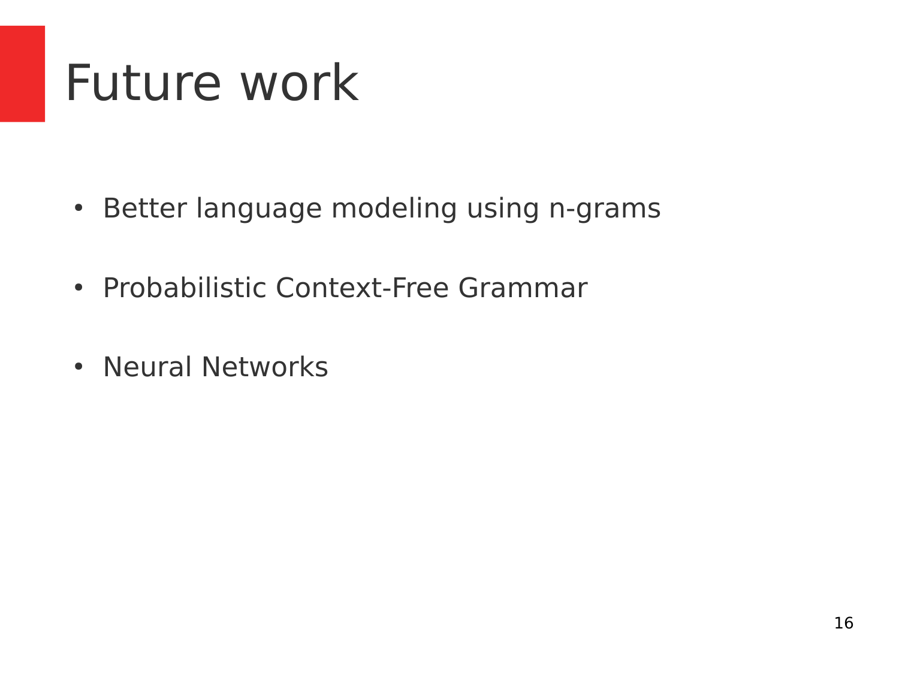# Future work

- Better language modeling using n-grams
- Probabilistic Context-Free Grammar
- Neural Networks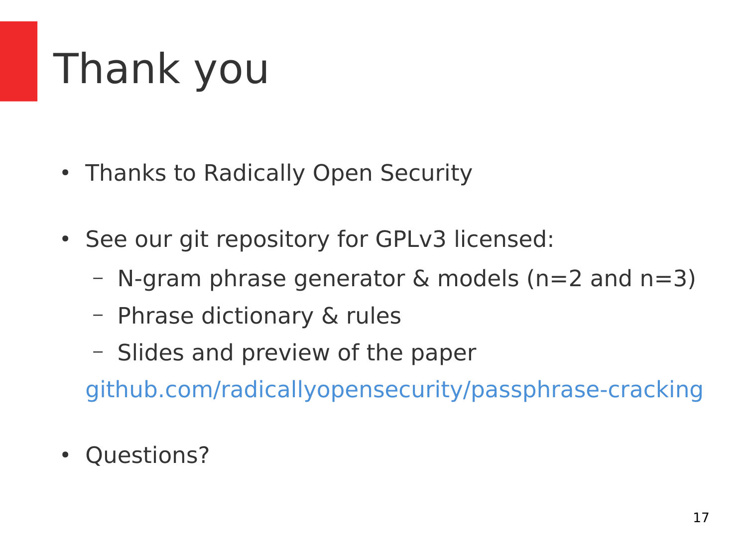# Thank you

- Thanks to Radically Open Security
- See our git repository for GPLv3 licensed:
  - N-gram phrase generator & models (n=2 and n=3)
  - Phrase dictionary & rules
  - Slides and preview of the paper

  github.com/radicallyopensecurity/passphrase-cracking
- Questions?